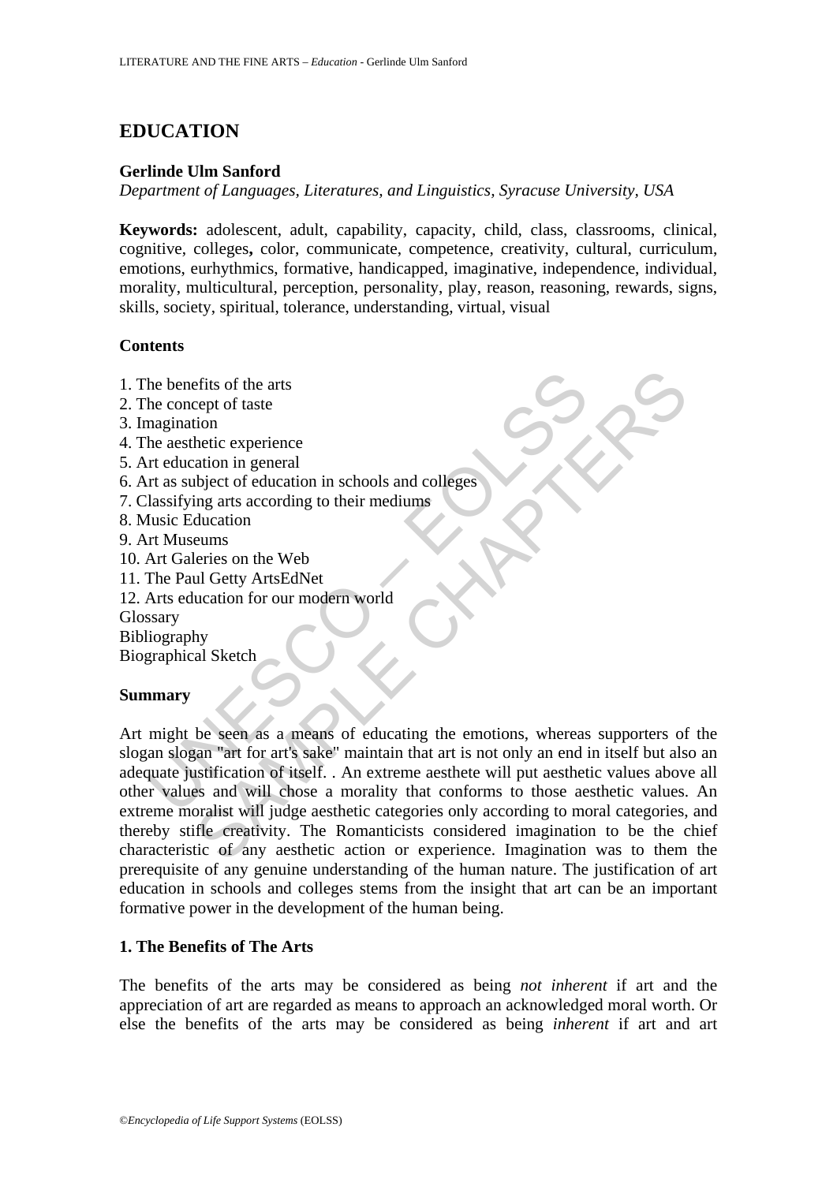# EDUCATION

**Gerlinde Ulm Sanford**

*Department of Languages, Literatures, and Linguistics, Syracuse University, USA*

**Keywords:** adolescent, adult, capability, capacity, child, class, classrooms, clinical, cognitive, colleges**,** color, communicate, competence, creativity, cultural, curriculum, emotions, eurhythmics, formative, handicapped, imaginative, independence, individual, morality, multicultural, perception, personality, play, reason, reasoning, rewards, signs, skills, society, spiritual, tolerance, understanding, virtual, visual

## Contents

1. The benefits of the arts
2. The concept of taste
3. Imagination
4. The aesthetic experience
5. Art education in general
6. Art as subject of education in schools and colleges
7. Classifying arts according to their mediums
8. Music Education
9. Art Museums
10. Art Galeries on the Web
11. The Paul Getty ArtsEdNet
12. Arts education for our modern world

Glossary
Bibliography
Biographical Sketch

## Summary

Art might be seen as a means of educating the emotions, whereas supporters of the slogan slogan "art for art's sake" maintain that art is not only an end in itself but also an adequate justification of itself. . An extreme aesthete will put aesthetic values above all other values and will chose a morality that conforms to those aesthetic values. An extreme moralist will judge aesthetic categories only according to moral categories, and thereby stifle creativity. The Romanticists considered imagination to be the chief characteristic of any aesthetic action or experience. Imagination was to them the prerequisite of any genuine understanding of the human nature. The justification of art education in schools and colleges stems from the insight that art can be an important formative power in the development of the human being.

## 1. The Benefits of The Arts

The benefits of the arts may be considered as being *not inherent* if art and the appreciation of art are regarded as means to approach an acknowledged moral worth. Or else the benefits of the arts may be considered as being *inherent* if art and art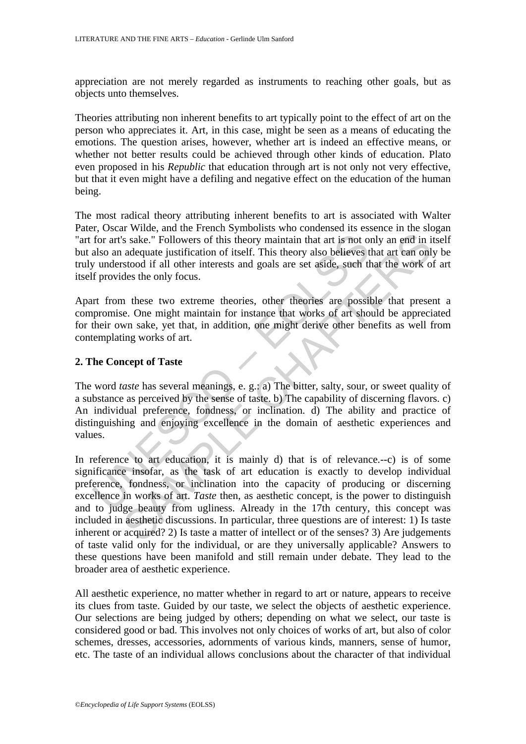appreciation are not merely regarded as instruments to reaching other goals, but as objects unto themselves.

Theories attributing non inherent benefits to art typically point to the effect of art on the person who appreciates it. Art, in this case, might be seen as a means of educating the emotions. The question arises, however, whether art is indeed an effective means, or whether not better results could be achieved through other kinds of education. Plato even proposed in his *Republic* that education through art is not only not very effective, but that it even might have a defiling and negative effect on the education of the human being.

The most radical theory attributing inherent benefits to art is associated with Walter Pater, Oscar Wilde, and the French Symbolists who condensed its essence in the slogan "art for art's sake." Followers of this theory maintain that art is not only an end in itself but also an adequate justification of itself. This theory also believes that art can only be truly understood if all other interests and goals are set aside, such that the work of art itself provides the only focus.

Apart from these two extreme theories, other theories are possible that present a compromise. One might maintain for instance that works of art should be appreciated for their own sake, yet that, in addition, one might derive other benefits as well from contemplating works of art.

## 2. The Concept of Taste

The word *taste* has several meanings, e. g.: a) The bitter, salty, sour, or sweet quality of a substance as perceived by the sense of taste. b) The capability of discerning flavors. c) An individual preference, fondness, or inclination. d) The ability and practice of distinguishing and enjoying excellence in the domain of aesthetic experiences and values.

In reference to art education, it is mainly d) that is of relevance.--c) is of some significance insofar, as the task of art education is exactly to develop individual preference, fondness, or inclination into the capacity of producing or discerning excellence in works of art. *Taste* then, as aesthetic concept, is the power to distinguish and to judge beauty from ugliness. Already in the 17th century, this concept was included in aesthetic discussions. In particular, three questions are of interest: 1) Is taste inherent or acquired? 2) Is taste a matter of intellect or of the senses? 3) Are judgements of taste valid only for the individual, or are they universally applicable? Answers to these questions have been manifold and still remain under debate. They lead to the broader area of aesthetic experience.

All aesthetic experience, no matter whether in regard to art or nature, appears to receive its clues from taste. Guided by our taste, we select the objects of aesthetic experience. Our selections are being judged by others; depending on what we select, our taste is considered good or bad. This involves not only choices of works of art, but also of color schemes, dresses, accessories, adornments of various kinds, manners, sense of humor, etc. The taste of an individual allows conclusions about the character of that individual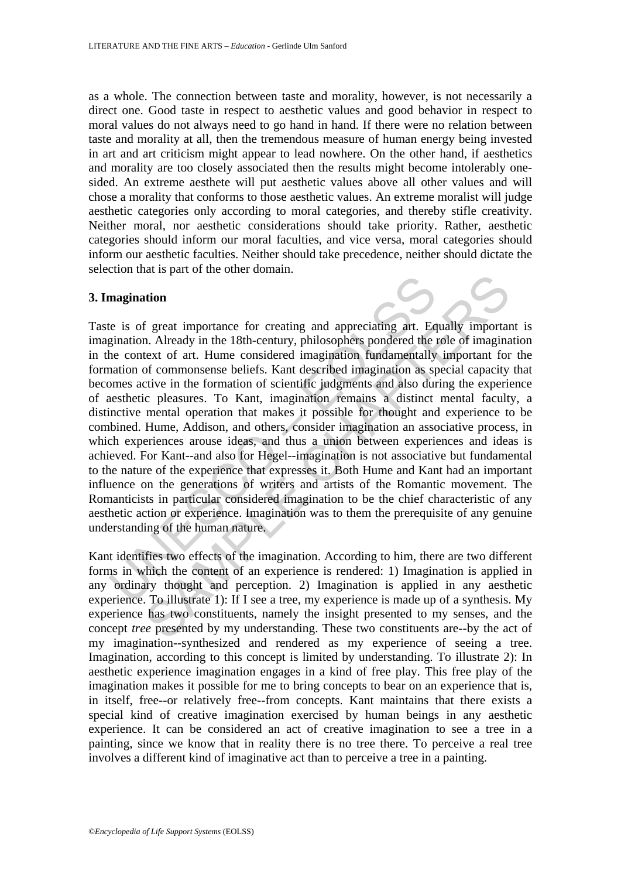as a whole. The connection between taste and morality, however, is not necessarily a direct one. Good taste in respect to aesthetic values and good behavior in respect to moral values do not always need to go hand in hand. If there were no relation between taste and morality at all, then the tremendous measure of human energy being invested in art and art criticism might appear to lead nowhere. On the other hand, if aesthetics and morality are too closely associated then the results might become intolerably one-sided. An extreme aesthete will put aesthetic values above all other values and will chose a morality that conforms to those aesthetic values. An extreme moralist will judge aesthetic categories only according to moral categories, and thereby stifle creativity. Neither moral, nor aesthetic considerations should take priority. Rather, aesthetic categories should inform our moral faculties, and vice versa, moral categories should inform our aesthetic faculties. Neither should take precedence, neither should dictate the selection that is part of the other domain.

## 3. Imagination

Taste is of great importance for creating and appreciating art. Equally important is imagination. Already in the 18th-century, philosophers pondered the role of imagination in the context of art. Hume considered imagination fundamentally important for the formation of commonsense beliefs. Kant described imagination as special capacity that becomes active in the formation of scientific judgments and also during the experience of aesthetic pleasures. To Kant, imagination remains a distinct mental faculty, a distinctive mental operation that makes it possible for thought and experience to be combined. Hume, Addison, and others, consider imagination an associative process, in which experiences arouse ideas, and thus a union between experiences and ideas is achieved. For Kant--and also for Hegel--imagination is not associative but fundamental to the nature of the experience that expresses it. Both Hume and Kant had an important influence on the generations of writers and artists of the Romantic movement. The Romanticists in particular considered imagination to be the chief characteristic of any aesthetic action or experience. Imagination was to them the prerequisite of any genuine understanding of the human nature.

Kant identifies two effects of the imagination. According to him, there are two different forms in which the content of an experience is rendered: 1) Imagination is applied in any ordinary thought and perception. 2) Imagination is applied in any aesthetic experience. To illustrate 1): If I see a tree, my experience is made up of a synthesis. My experience has two constituents, namely the insight presented to my senses, and the concept *tree* presented by my understanding. These two constituents are--by the act of my imagination--synthesized and rendered as my experience of seeing a tree. Imagination, according to this concept is limited by understanding. To illustrate 2): In aesthetic experience imagination engages in a kind of free play. This free play of the imagination makes it possible for me to bring concepts to bear on an experience that is, in itself, free--or relatively free--from concepts. Kant maintains that there exists a special kind of creative imagination exercised by human beings in any aesthetic experience. It can be considered an act of creative imagination to see a tree in a painting, since we know that in reality there is no tree there. To perceive a real tree involves a different kind of imaginative act than to perceive a tree in a painting.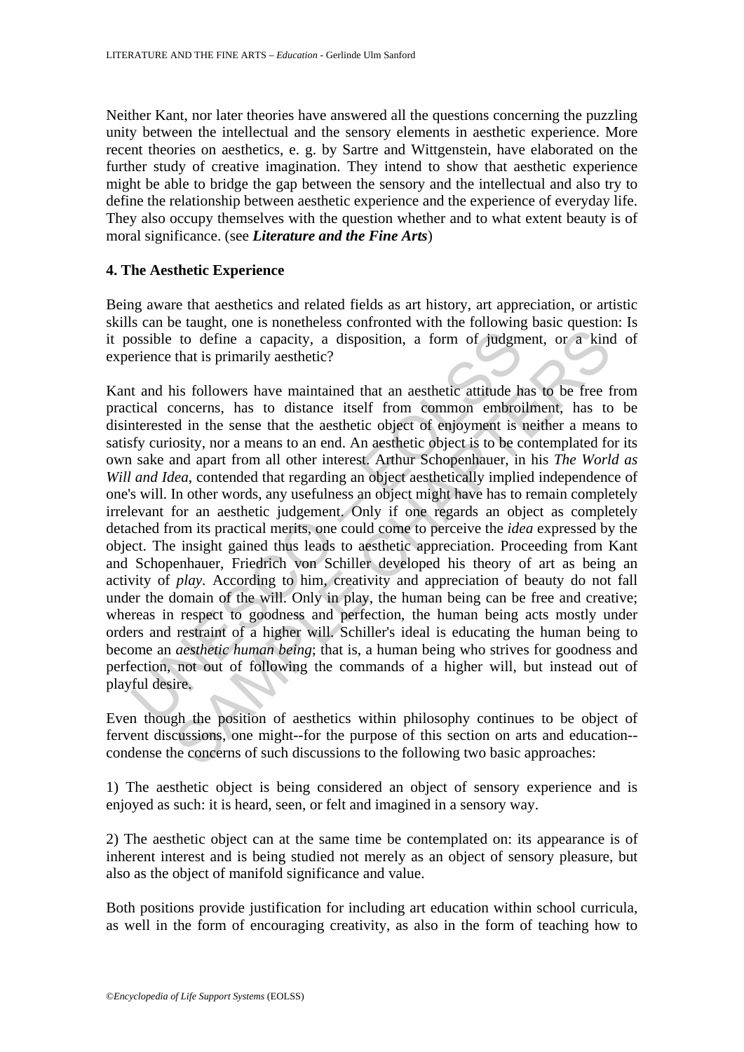Neither Kant, nor later theories have answered all the questions concerning the puzzling unity between the intellectual and the sensory elements in aesthetic experience. More recent theories on aesthetics, e. g. by Sartre and Wittgenstein, have elaborated on the further study of creative imagination. They intend to show that aesthetic experience might be able to bridge the gap between the sensory and the intellectual and also try to define the relationship between aesthetic experience and the experience of everyday life. They also occupy themselves with the question whether and to what extent beauty is of moral significance. (see ***Literature and the Fine Arts***)

## 4. The Aesthetic Experience

Being aware that aesthetics and related fields as art history, art appreciation, or artistic skills can be taught, one is nonetheless confronted with the following basic question: Is it possible to define a capacity, a disposition, a form of judgment, or a kind of experience that is primarily aesthetic?

Kant and his followers have maintained that an aesthetic attitude has to be free from practical concerns, has to distance itself from common embroilment, has to be disinterested in the sense that the aesthetic object of enjoyment is neither a means to satisfy curiosity, nor a means to an end. An aesthetic object is to be contemplated for its own sake and apart from all other interest. Arthur Schopenhauer, in his *The World as Will and Idea*, contended that regarding an object aesthetically implied independence of one's will. In other words, any usefulness an object might have has to remain completely irrelevant for an aesthetic judgement. Only if one regards an object as completely detached from its practical merits, one could come to perceive the *idea* expressed by the object. The insight gained thus leads to aesthetic appreciation. Proceeding from Kant and Schopenhauer, Friedrich von Schiller developed his theory of art as being an activity of *play*. According to him, creativity and appreciation of beauty do not fall under the domain of the will. Only in play, the human being can be free and creative; whereas in respect to goodness and perfection, the human being acts mostly under orders and restraint of a higher will. Schiller's ideal is educating the human being to become an *aesthetic human being*; that is, a human being who strives for goodness and perfection, not out of following the commands of a higher will, but instead out of playful desire.

Even though the position of aesthetics within philosophy continues to be object of fervent discussions, one might--for the purpose of this section on arts and education--condense the concerns of such discussions to the following two basic approaches:

1) The aesthetic object is being considered an object of sensory experience and is enjoyed as such: it is heard, seen, or felt and imagined in a sensory way.

2) The aesthetic object can at the same time be contemplated on: its appearance is of inherent interest and is being studied not merely as an object of sensory pleasure, but also as the object of manifold significance and value.

Both positions provide justification for including art education within school curricula, as well in the form of encouraging creativity, as also in the form of teaching how to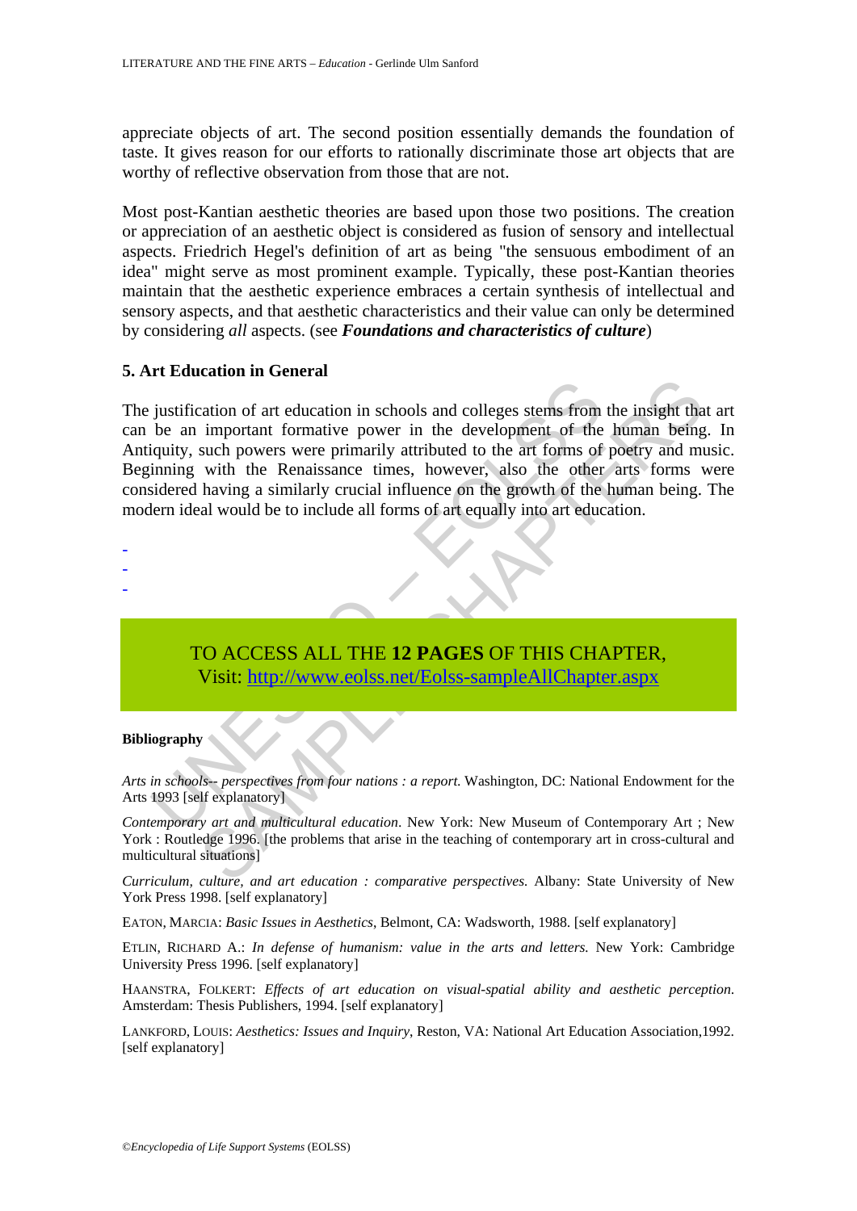appreciate objects of art. The second position essentially demands the foundation of taste. It gives reason for our efforts to rationally discriminate those art objects that are worthy of reflective observation from those that are not.

Most post-Kantian aesthetic theories are based upon those two positions. The creation or appreciation of an aesthetic object is considered as fusion of sensory and intellectual aspects. Friedrich Hegel's definition of art as being "the sensuous embodiment of an idea" might serve as most prominent example. Typically, these post-Kantian theories maintain that the aesthetic experience embraces a certain synthesis of intellectual and sensory aspects, and that aesthetic characteristics and their value can only be determined by considering *all* aspects. (see ***Foundations and characteristics of culture***)

## 5. Art Education in General

The justification of art education in schools and colleges stems from the insight that art can be an important formative power in the development of the human being. In Antiquity, such powers were primarily attributed to the art forms of poetry and music. Beginning with the Renaissance times, however, also the other arts forms were considered having a similarly crucial influence on the growth of the human being. The modern ideal would be to include all forms of art equally into art education.

-
-
-

TO ACCESS ALL THE **12 PAGES** OF THIS CHAPTER,
Visit: http://www.eolss.net/Eolss-sampleAllChapter.aspx

**Bibliography**

*Arts in schools-- perspectives from four nations : a report.* Washington, DC: National Endowment for the Arts 1993 [self explanatory]

*Contemporary art and multicultural education*. New York: New Museum of Contemporary Art ; New York : Routledge 1996. [the problems that arise in the teaching of contemporary art in cross-cultural and multicultural situations]

*Curriculum, culture, and art education : comparative perspectives.* Albany: State University of New York Press 1998. [self explanatory]

EATON, MARCIA: *Basic Issues in Aesthetics*, Belmont, CA: Wadsworth, 1988. [self explanatory]

ETLIN, RICHARD A.: *In defense of humanism: value in the arts and letters.* New York: Cambridge University Press 1996. [self explanatory]

HAANSTRA, FOLKERT: *Effects of art education on visual-spatial ability and aesthetic perception.* Amsterdam: Thesis Publishers, 1994. [self explanatory]

LANKFORD, LOUIS: *Aesthetics: Issues and Inquiry*, Reston, VA: National Art Education Association,1992. [self explanatory]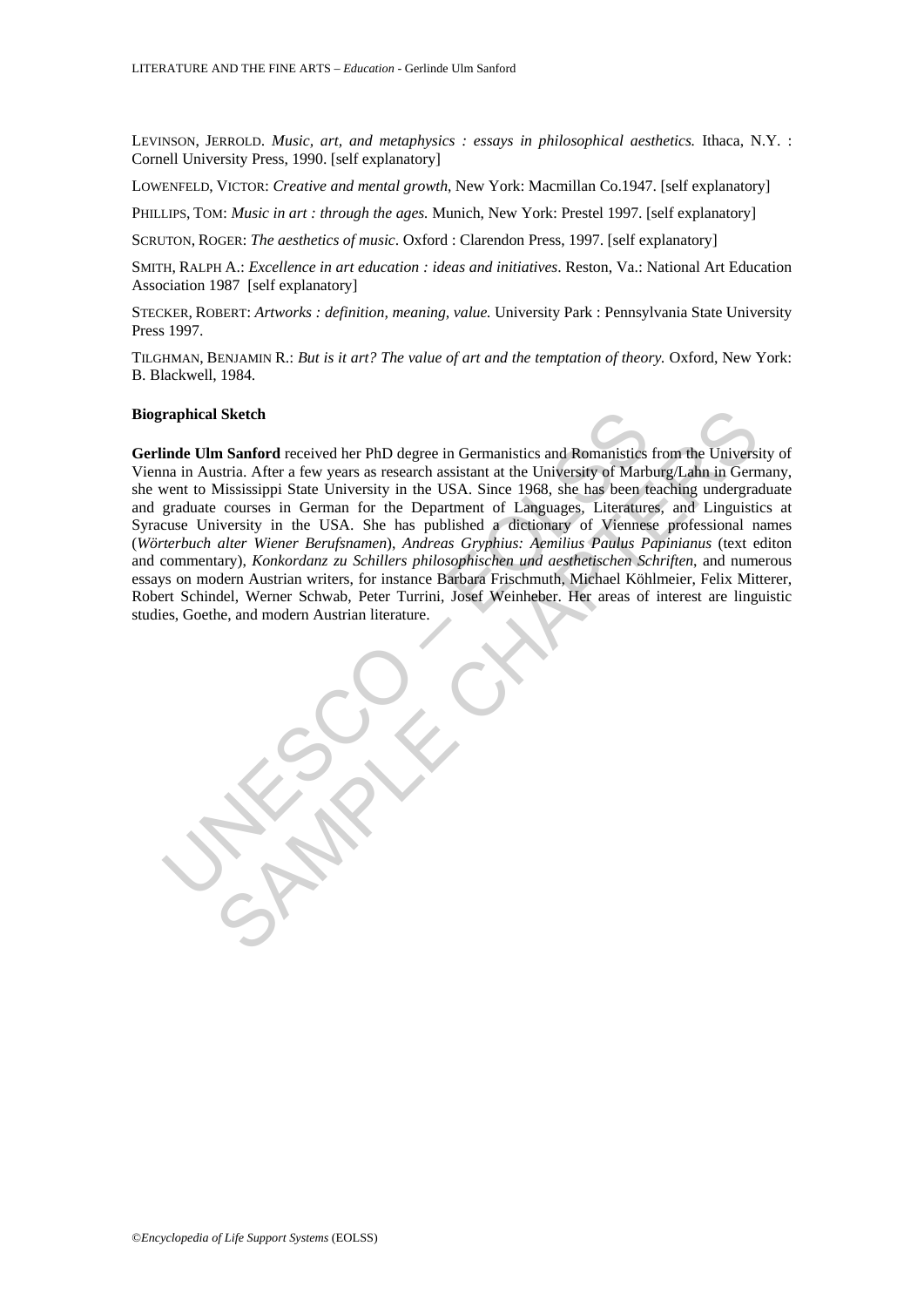LEVINSON, JERROLD. *Music, art, and metaphysics : essays in philosophical aesthetics.* Ithaca, N.Y. : Cornell University Press, 1990. [self explanatory]

LOWENFELD, VICTOR: *Creative and mental growth*, New York: Macmillan Co.1947. [self explanatory]

PHILLIPS, TOM: *Music in art : through the ages.* Munich, New York: Prestel 1997. [self explanatory]

SCRUTON, ROGER: *The aesthetics of music*. Oxford : Clarendon Press, 1997. [self explanatory]

SMITH, RALPH A.: *Excellence in art education : ideas and initiatives*. Reston, Va.: National Art Education Association 1987 [self explanatory]

STECKER, ROBERT: *Artworks : definition, meaning, value.* University Park : Pennsylvania State University Press 1997.

TILGHMAN, BENJAMIN R.: *But is it art? The value of art and the temptation of theory.* Oxford, New York: B. Blackwell, 1984.

**Biographical Sketch**

**Gerlinde Ulm Sanford** received her PhD degree in Germanistics and Romanistics from the University of Vienna in Austria. After a few years as research assistant at the University of Marburg/Lahn in Germany, she went to Mississippi State University in the USA. Since 1968, she has been teaching undergraduate and graduate courses in German for the Department of Languages, Literatures, and Linguistics at Syracuse University in the USA. She has published a dictionary of Viennese professional names (*Wörterbuch alter Wiener Berufsnamen*), *Andreas Gryphius: Aemilius Paulus Papinianus* (text editon and commentary), *Konkordanz zu Schillers philosophischen und aesthetischen Schriften*, and numerous essays on modern Austrian writers, for instance Barbara Frischmuth, Michael Köhlmeier, Felix Mitterer, Robert Schindel, Werner Schwab, Peter Turrini, Josef Weinheber. Her areas of interest are linguistic studies, Goethe, and modern Austrian literature.